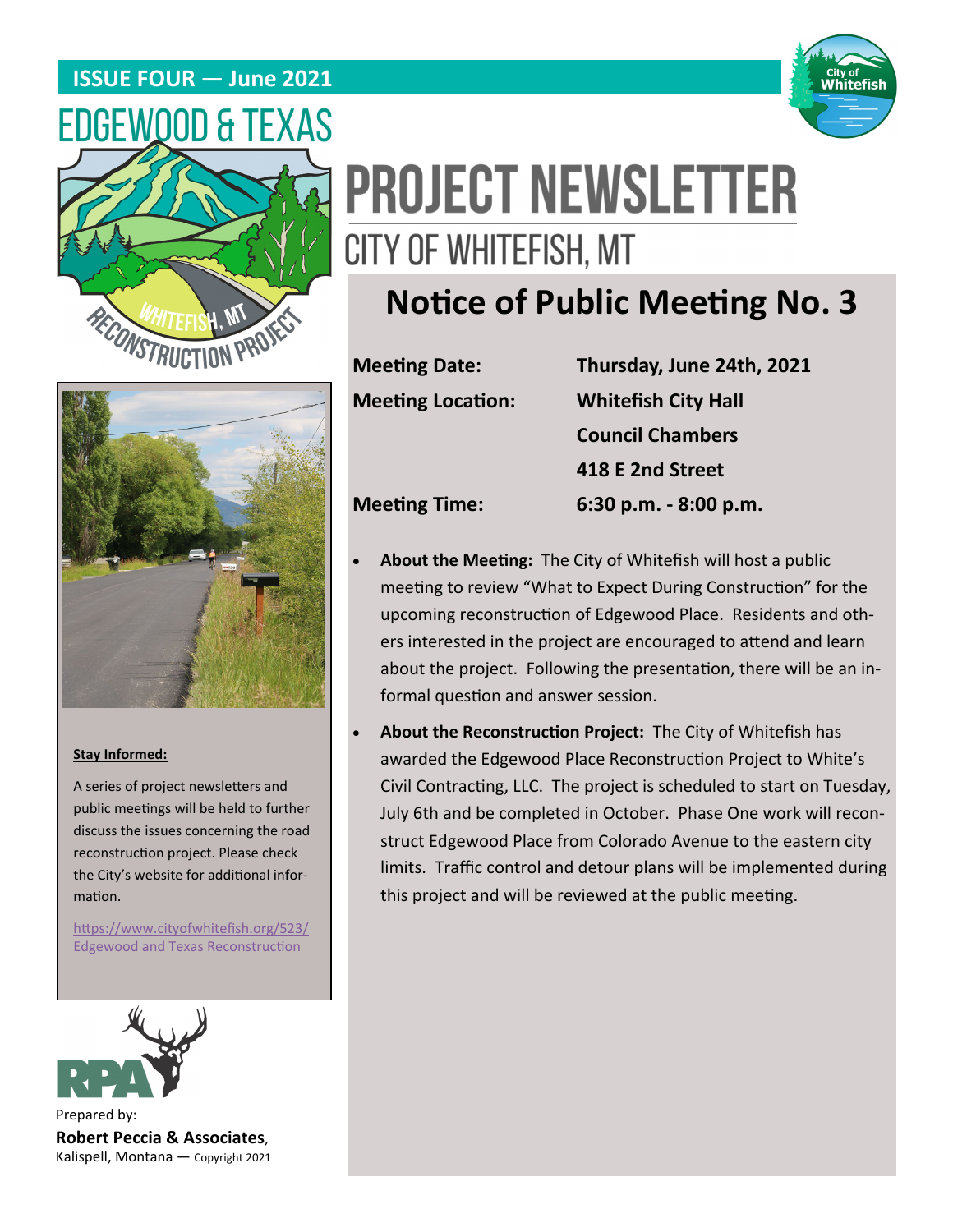**ISSUE FOUR — June 2021**

# EDGEWOOD & TEXAS

# PROJECT NEWSLETTER

## CITY OF WHITEFISH, MT

## Notice of Public Meeting No. 3

| | |
|---|---|
| **Meeting Date:** | **Thursday, June 24th, 2021** |
| **Meeting Location:** | **Whitefish City Hall** |
| | **Council Chambers** |
| | **418 E 2nd Street** |
| **Meeting Time:** | **6:30 p.m. - 8:00 p.m.** |

- **About the Meeting:** The City of Whitefish will host a public meeting to review "What to Expect During Construction" for the upcoming reconstruction of Edgewood Place. Residents and others interested in the project are encouraged to attend and learn about the project. Following the presentation, there will be an informal question and answer session.
- **About the Reconstruction Project:** The City of Whitefish has awarded the Edgewood Place Reconstruction Project to White's Civil Contracting, LLC. The project is scheduled to start on Tuesday, July 6th and be completed in October. Phase One work will reconstruct Edgewood Place from Colorado Avenue to the eastern city limits. Traffic control and detour plans will be implemented during this project and will be reviewed at the public meeting.

**Stay Informed:**

A series of project newsletters and public meetings will be held to further discuss the issues concerning the road reconstruction project. Please check the City's website for additional information.

[https://www.cityofwhitefish.org/523/Edgewood and Texas Reconstruction](https://www.cityofwhitefish.org/523/Edgewood and Texas Reconstruction)

Prepared by:
**Robert Peccia & Associates**,
Kalispell, Montana — Copyright 2021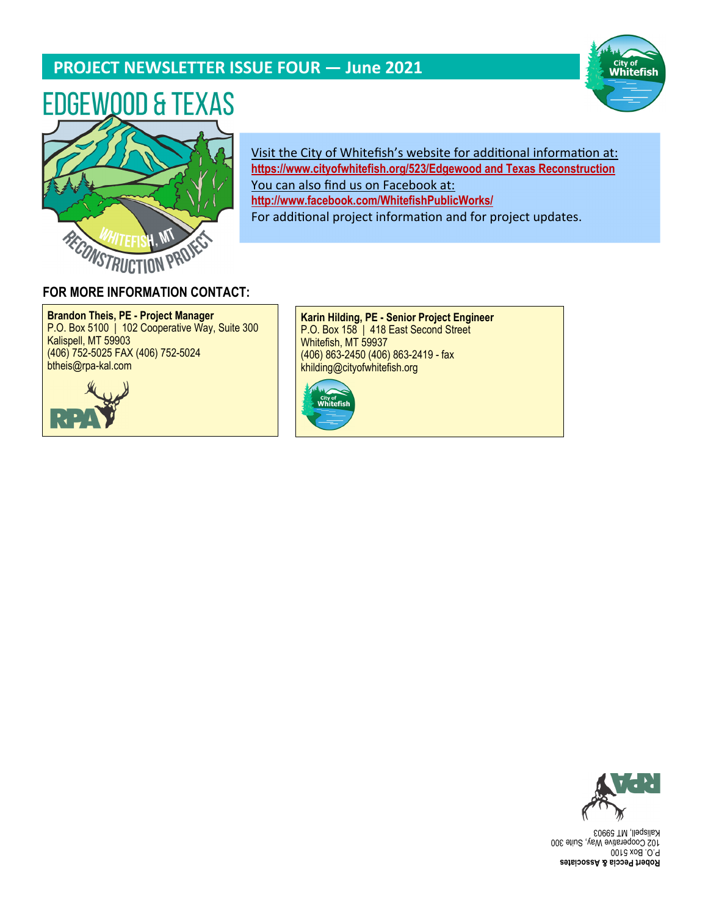## PROJECT NEWSLETTER ISSUE FOUR — June 2021

# EDGEWOOD & TEXAS

WHITEFISH, MT

RECONSTRUCTION PROJECT

Visit the City of Whitefish's website for additional information at:
**https://www.cityofwhitefish.org/523/Edgewood and Texas Reconstruction**
You can also find us on Facebook at:
**http://www.facebook.com/WhitefishPublicWorks/**
For additional project information and for project updates.

### FOR MORE INFORMATION CONTACT:

**Brandon Theis, PE - Project Manager**
P.O. Box 5100 | 102 Cooperative Way, Suite 300
Kalispell, MT 59903
(406) 752-5025 FAX (406) 752-5024
btheis@rpa-kal.com

**Karin Hilding, PE - Senior Project Engineer**
P.O. Box 158 | 418 East Second Street
Whitefish, MT 59937
(406) 863-2450 (406) 863-2419 - fax
khilding@cityofwhitefish.org

**Robert Peccia & Associates**
P.O. Box 5100
102 Cooperative Way, Suite 300
Kalispell, MT 59903